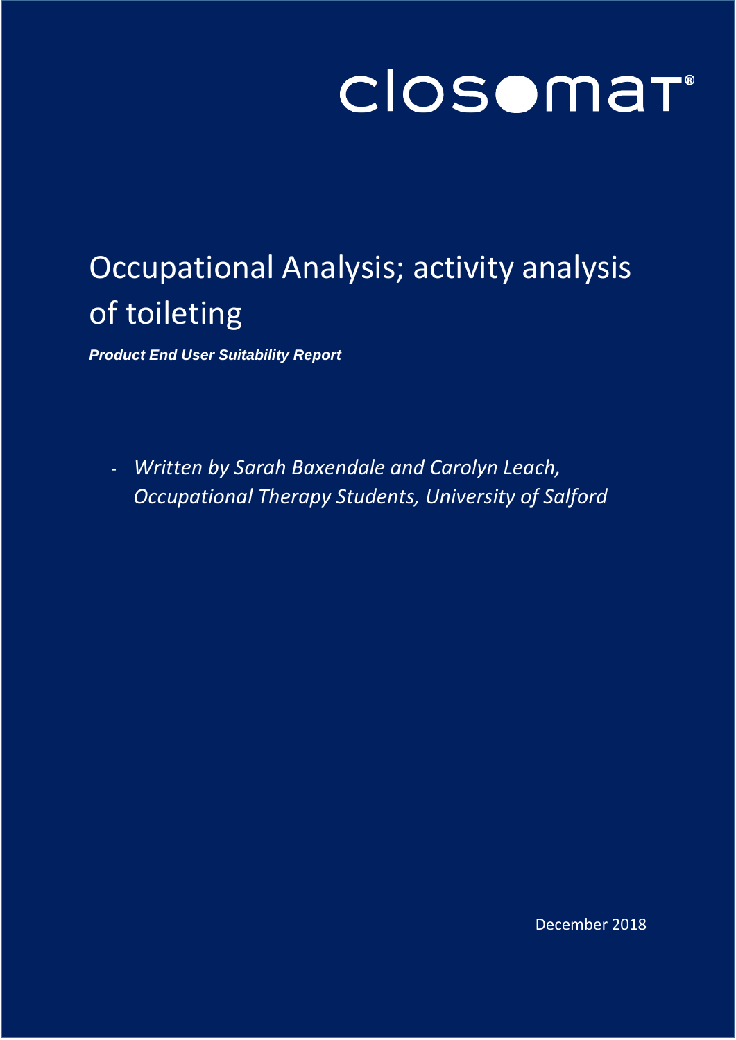closomat®

# Occupational Analysis; activity analysis of toileting

***Product End User Suitability Report***

- *Written by Sarah Baxendale and Carolyn Leach, Occupational Therapy Students, University of Salford*

December 2018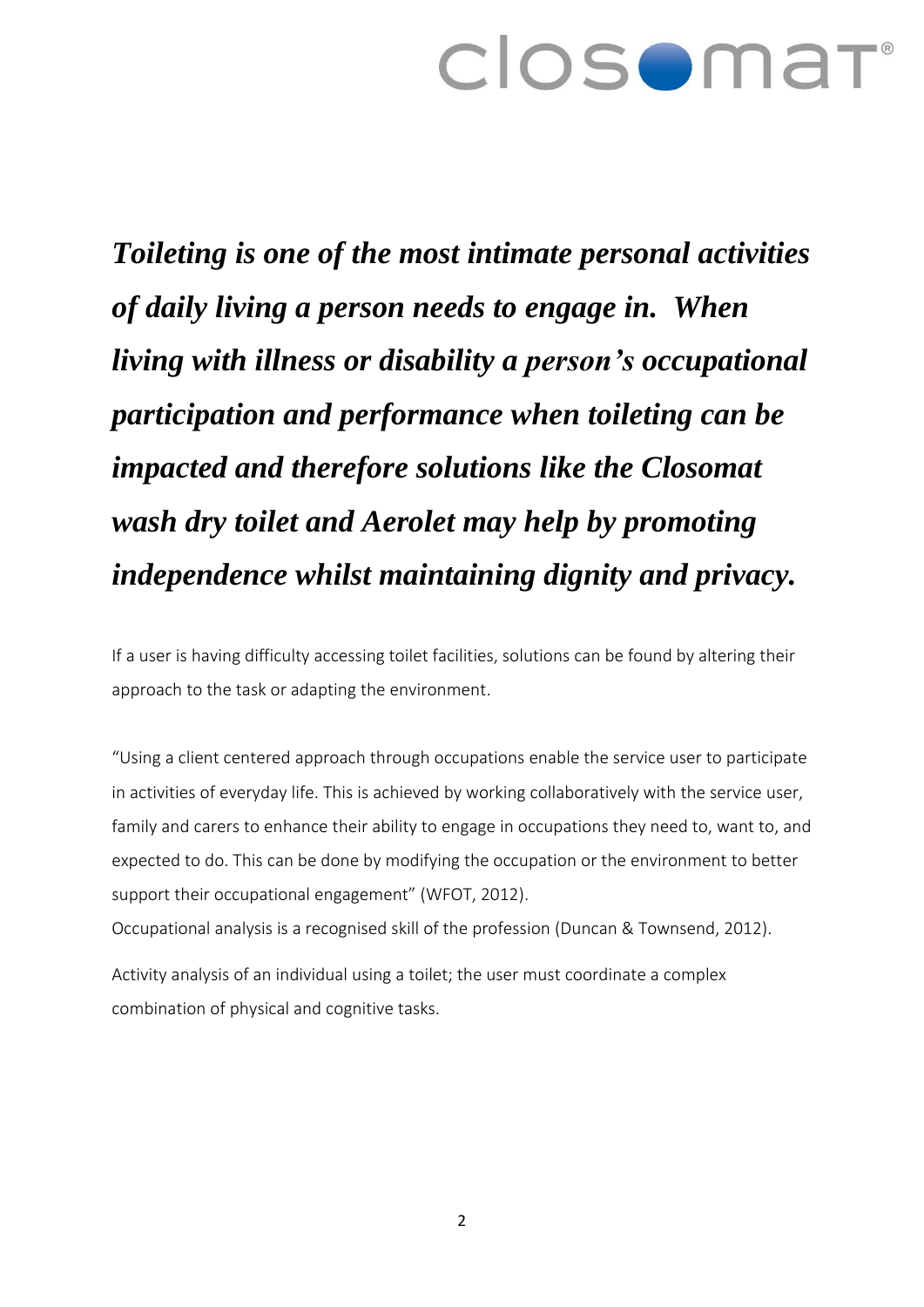***Toileting is one of the most intimate personal activities of daily living a person needs to engage in. When living with illness or disability a person's occupational participation and performance when toileting can be impacted and therefore solutions like the Closomat wash dry toilet and Aerolet may help by promoting independence whilst maintaining dignity and privacy.***

If a user is having difficulty accessing toilet facilities, solutions can be found by altering their approach to the task or adapting the environment.

"Using a client centered approach through occupations enable the service user to participate in activities of everyday life. This is achieved by working collaboratively with the service user, family and carers to enhance their ability to engage in occupations they need to, want to, and expected to do. This can be done by modifying the occupation or the environment to better support their occupational engagement" (WFOT, 2012).

Occupational analysis is a recognised skill of the profession (Duncan & Townsend, 2012).

Activity analysis of an individual using a toilet; the user must coordinate a complex combination of physical and cognitive tasks.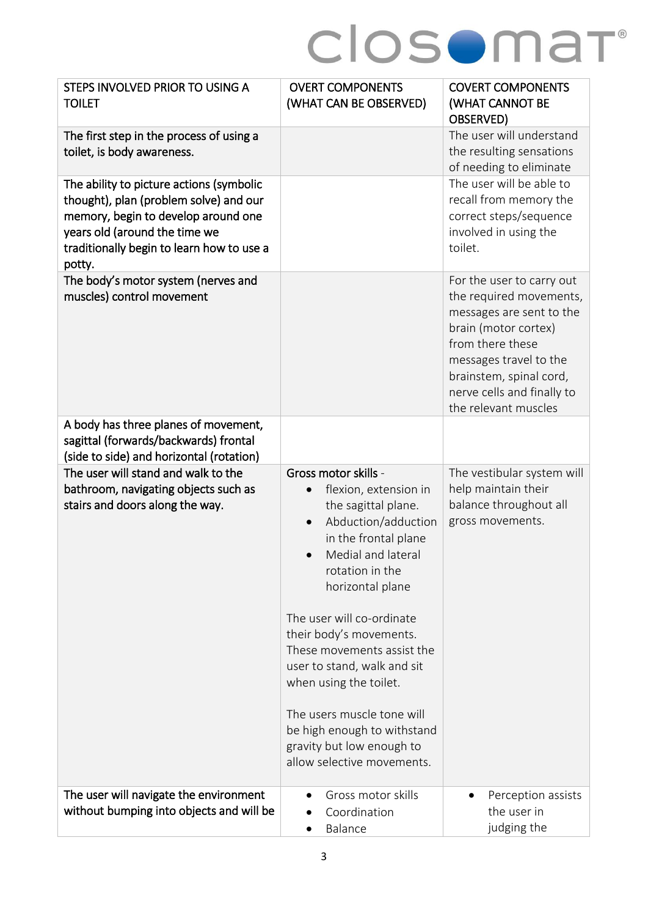| STEPS INVOLVED PRIOR TO USING A TOILET | OVERT COMPONENTS (WHAT CAN BE OBSERVED) | COVERT COMPONENTS (WHAT CANNOT BE OBSERVED) |
|---|---|---|
| The first step in the process of using a toilet, is body awareness. | | The user will understand the resulting sensations of needing to eliminate |
| The ability to picture actions (symbolic thought), plan (problem solve) and our memory, begin to develop around one years old (around the time we traditionally begin to learn how to use a potty. | | The user will be able to recall from memory the correct steps/sequence involved in using the toilet. |
| The body's motor system (nerves and muscles) control movement | | For the user to carry out the required movements, messages are sent to the brain (motor cortex) from there these messages travel to the brainstem, spinal cord, nerve cells and finally to the relevant muscles |
| A body has three planes of movement, sagittal (forwards/backwards) frontal (side to side) and horizontal (rotation) | | |
| The user will stand and walk to the bathroom, navigating objects such as stairs and doors along the way. | Gross motor skills - <br>• flexion, extension in the sagittal plane. <br>• Abduction/adduction in the frontal plane <br>• Medial and lateral rotation in the horizontal plane <br><br>The user will co-ordinate their body's movements. These movements assist the user to stand, walk and sit when using the toilet. <br><br>The users muscle tone will be high enough to withstand gravity but low enough to allow selective movements. | The vestibular system will help maintain their balance throughout all gross movements. |
| The user will navigate the environment without bumping into objects and will be | • Gross motor skills <br>• Coordination <br>• Balance | • Perception assists the user in judging the |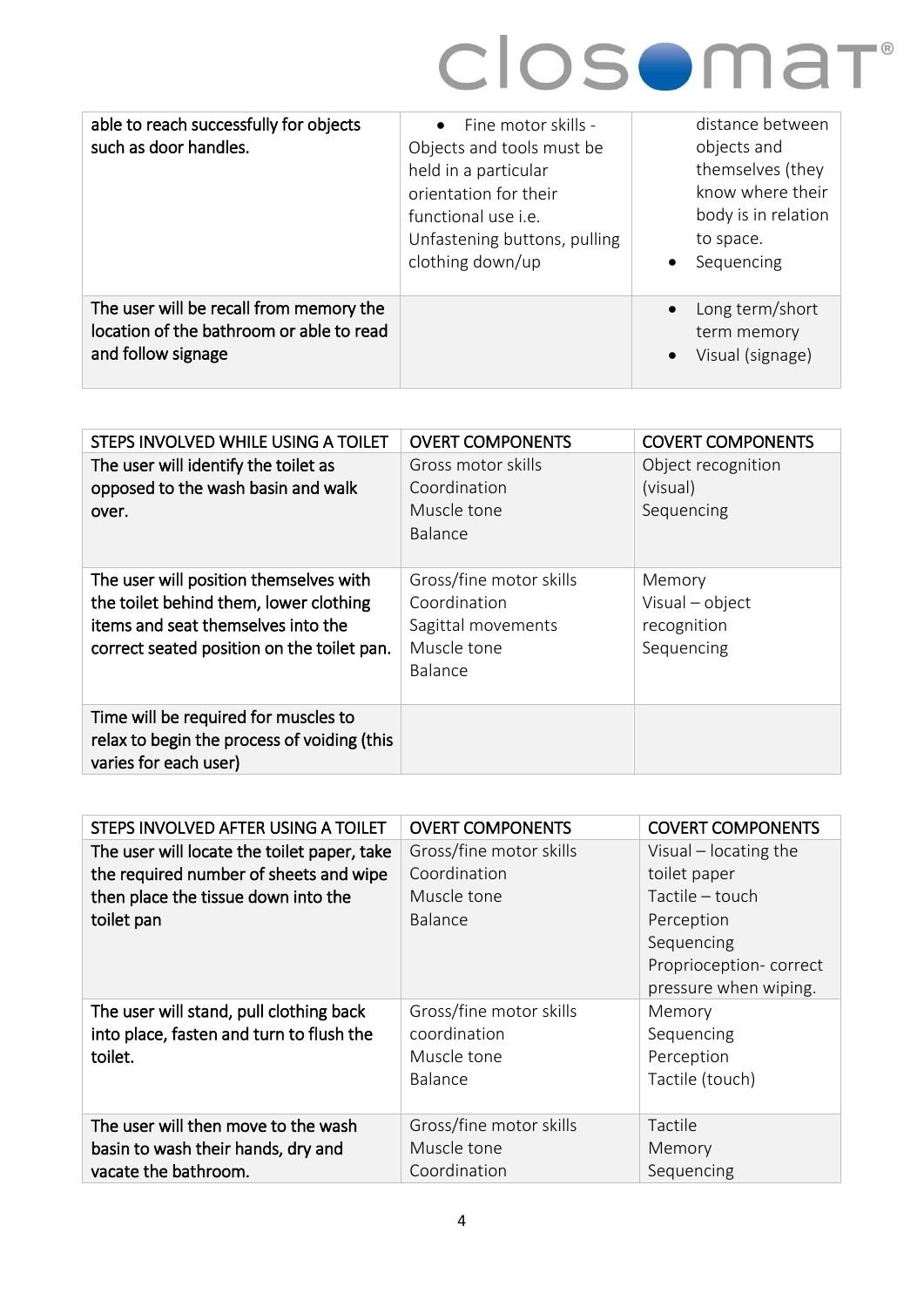| | | |
|---|---|---|
| able to reach successfully for objects such as door handles. | • Fine motor skills - Objects and tools must be held in a particular orientation for their functional use i.e. Unfastening buttons, pulling clothing down/up | distance between objects and themselves (they know where their body is in relation to space.<br>• Sequencing |
| The user will be recall from memory the location of the bathroom or able to read and follow signage | | • Long term/short term memory<br>• Visual (signage) |

| STEPS INVOLVED WHILE USING A TOILET | OVERT COMPONENTS | COVERT COMPONENTS |
|---|---|---|
| The user will identify the toilet as opposed to the wash basin and walk over. | Gross motor skills<br>Coordination<br>Muscle tone<br>Balance | Object recognition (visual)<br>Sequencing |
| The user will position themselves with the toilet behind them, lower clothing items and seat themselves into the correct seated position on the toilet pan. | Gross/fine motor skills<br>Coordination<br>Sagittal movements<br>Muscle tone<br>Balance | Memory<br>Visual – object recognition<br>Sequencing |
| Time will be required for muscles to relax to begin the process of voiding (this varies for each user) | | |

| STEPS INVOLVED AFTER USING A TOILET | OVERT COMPONENTS | COVERT COMPONENTS |
|---|---|---|
| The user will locate the toilet paper, take the required number of sheets and wipe then place the tissue down into the toilet pan | Gross/fine motor skills<br>Coordination<br>Muscle tone<br>Balance | Visual – locating the toilet paper<br>Tactile – touch<br>Perception<br>Sequencing<br>Proprioception- correct pressure when wiping. |
| The user will stand, pull clothing back into place, fasten and turn to flush the toilet. | Gross/fine motor skills<br>coordination<br>Muscle tone<br>Balance | Memory<br>Sequencing<br>Perception<br>Tactile (touch) |
| The user will then move to the wash basin to wash their hands, dry and vacate the bathroom. | Gross/fine motor skills<br>Muscle tone<br>Coordination | Tactile<br>Memory<br>Sequencing |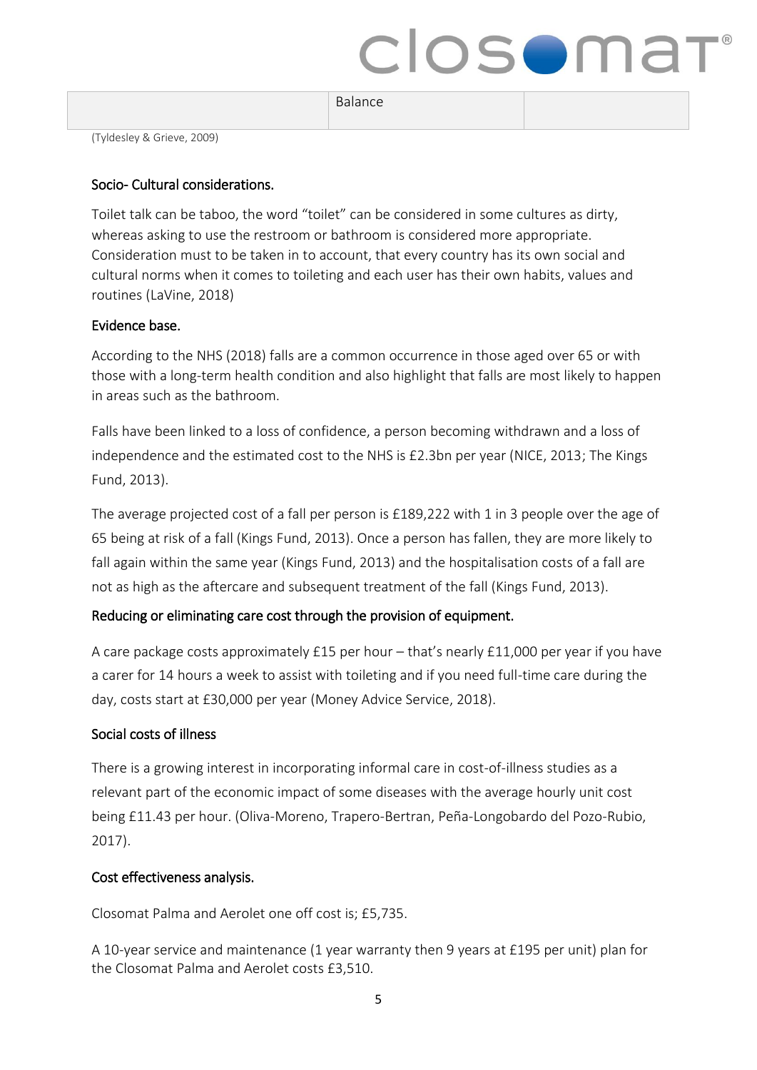| | Balance | |
|---|---|---|

(Tyldesley & Grieve, 2009)

### Socio- Cultural considerations.

Toilet talk can be taboo, the word "toilet" can be considered in some cultures as dirty, whereas asking to use the restroom or bathroom is considered more appropriate. Consideration must to be taken in to account, that every country has its own social and cultural norms when it comes to toileting and each user has their own habits, values and routines (LaVine, 2018)

### Evidence base.

According to the NHS (2018) falls are a common occurrence in those aged over 65 or with those with a long-term health condition and also highlight that falls are most likely to happen in areas such as the bathroom.

Falls have been linked to a loss of confidence, a person becoming withdrawn and a loss of independence and the estimated cost to the NHS is £2.3bn per year (NICE, 2013; The Kings Fund, 2013).

The average projected cost of a fall per person is £189,222 with 1 in 3 people over the age of 65 being at risk of a fall (Kings Fund, 2013). Once a person has fallen, they are more likely to fall again within the same year (Kings Fund, 2013) and the hospitalisation costs of a fall are not as high as the aftercare and subsequent treatment of the fall (Kings Fund, 2013).

### Reducing or eliminating care cost through the provision of equipment.

A care package costs approximately £15 per hour – that's nearly £11,000 per year if you have a carer for 14 hours a week to assist with toileting and if you need full-time care during the day, costs start at £30,000 per year (Money Advice Service, 2018).

### Social costs of illness

There is a growing interest in incorporating informal care in cost-of-illness studies as a relevant part of the economic impact of some diseases with the average hourly unit cost being £11.43 per hour. (Oliva-Moreno, Trapero-Bertran, Peña-Longobardo del Pozo-Rubio, 2017).

### Cost effectiveness analysis.

Closomat Palma and Aerolet one off cost is; £5,735.

A 10-year service and maintenance (1 year warranty then 9 years at £195 per unit) plan for the Closomat Palma and Aerolet costs £3,510.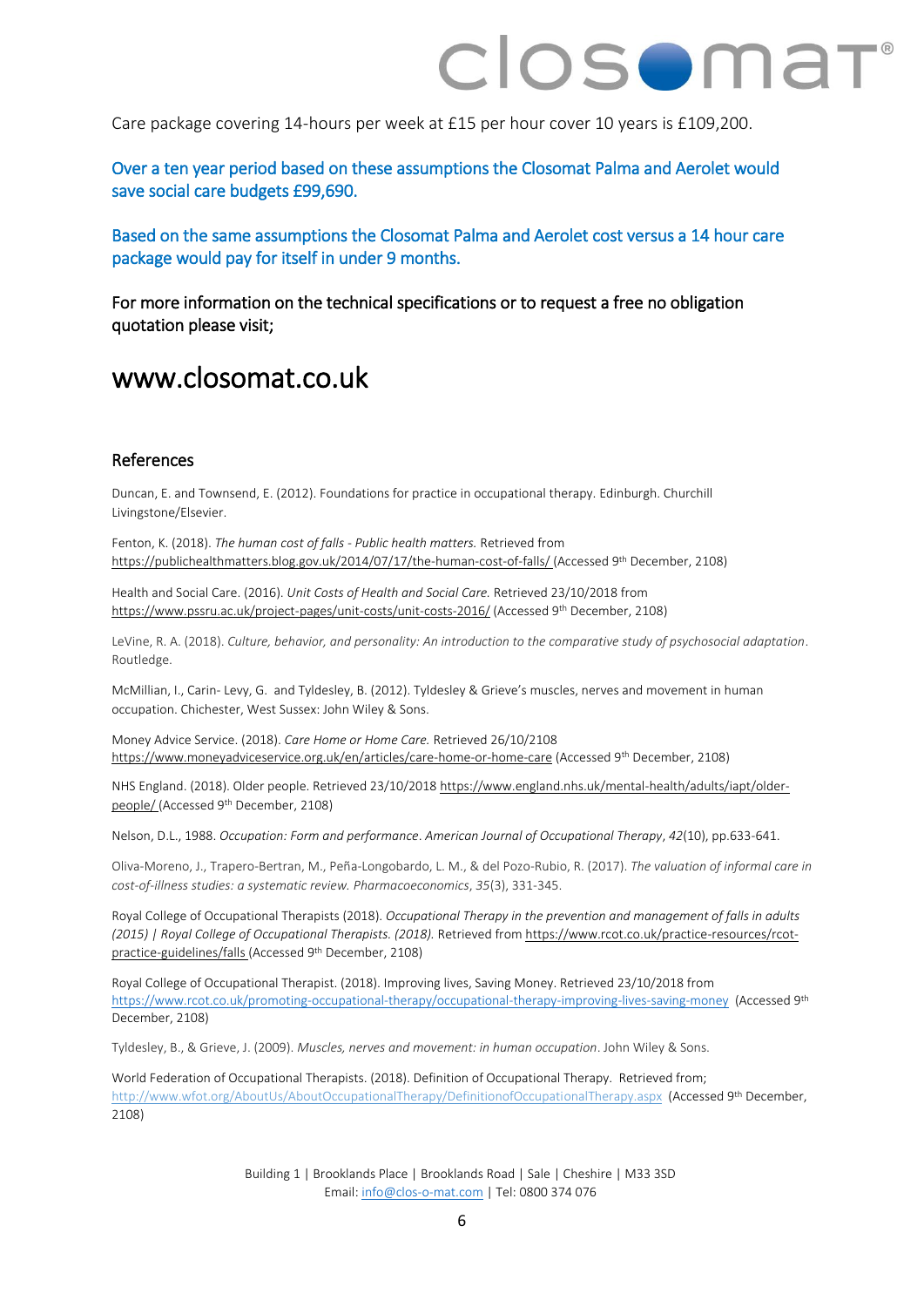Care package covering 14-hours per week at £15 per hour cover 10 years is £109,200.

Over a ten year period based on these assumptions the Closomat Palma and Aerolet would save social care budgets £99,690.

Based on the same assumptions the Closomat Palma and Aerolet cost versus a 14 hour care package would pay for itself in under 9 months.

For more information on the technical specifications or to request a free no obligation quotation please visit;

# www.closomat.co.uk

## References

Duncan, E. and Townsend, E. (2012). Foundations for practice in occupational therapy. Edinburgh. Churchill Livingstone/Elsevier.

Fenton, K. (2018). *The human cost of falls - Public health matters.* Retrieved from https://publichealthmatters.blog.gov.uk/2014/07/17/the-human-cost-of-falls/ (Accessed 9th December, 2108)

Health and Social Care. (2016). *Unit Costs of Health and Social Care.* Retrieved 23/10/2018 from https://www.pssru.ac.uk/project-pages/unit-costs/unit-costs-2016/ (Accessed 9th December, 2108)

LeVine, R. A. (2018). *Culture, behavior, and personality: An introduction to the comparative study of psychosocial adaptation*. Routledge.

McMillian, I., Carin- Levy, G. and Tyldesley, B. (2012). Tyldesley & Grieve's muscles, nerves and movement in human occupation. Chichester, West Sussex: John Wiley & Sons.

Money Advice Service. (2018). *Care Home or Home Care.* Retrieved 26/10/2108 https://www.moneyadviceservice.org.uk/en/articles/care-home-or-home-care (Accessed 9th December, 2108)

NHS England. (2018). Older people. Retrieved 23/10/2018 https://www.england.nhs.uk/mental-health/adults/iapt/older-people/ (Accessed 9th December, 2108)

Nelson, D.L., 1988. *Occupation: Form and performance*. *American Journal of Occupational Therapy*, *42*(10), pp.633-641.

Oliva-Moreno, J., Trapero-Bertran, M., Peña-Longobardo, L. M., & del Pozo-Rubio, R. (2017). *The valuation of informal care in cost-of-illness studies: a systematic review. Pharmacoeconomics*, *35*(3), 331-345.

Royal College of Occupational Therapists (2018). *Occupational Therapy in the prevention and management of falls in adults (2015) | Royal College of Occupational Therapists. (2018).* Retrieved from https://www.rcot.co.uk/practice-resources/rcot-practice-guidelines/falls (Accessed 9th December, 2108)

Royal College of Occupational Therapist. (2018). Improving lives, Saving Money. Retrieved 23/10/2018 from https://www.rcot.co.uk/promoting-occupational-therapy/occupational-therapy-improving-lives-saving-money (Accessed 9th December, 2108)

Tyldesley, B., & Grieve, J. (2009). *Muscles, nerves and movement: in human occupation*. John Wiley & Sons.

World Federation of Occupational Therapists. (2018). Definition of Occupational Therapy. Retrieved from; http://www.wfot.org/AboutUs/AboutOccupationalTherapy/DefinitionofOccupationalTherapy.aspx (Accessed 9th December, 2108)

Building 1 | Brooklands Place | Brooklands Road | Sale | Cheshire | M33 3SD
Email: info@clos-o-mat.com | Tel: 0800 374 076